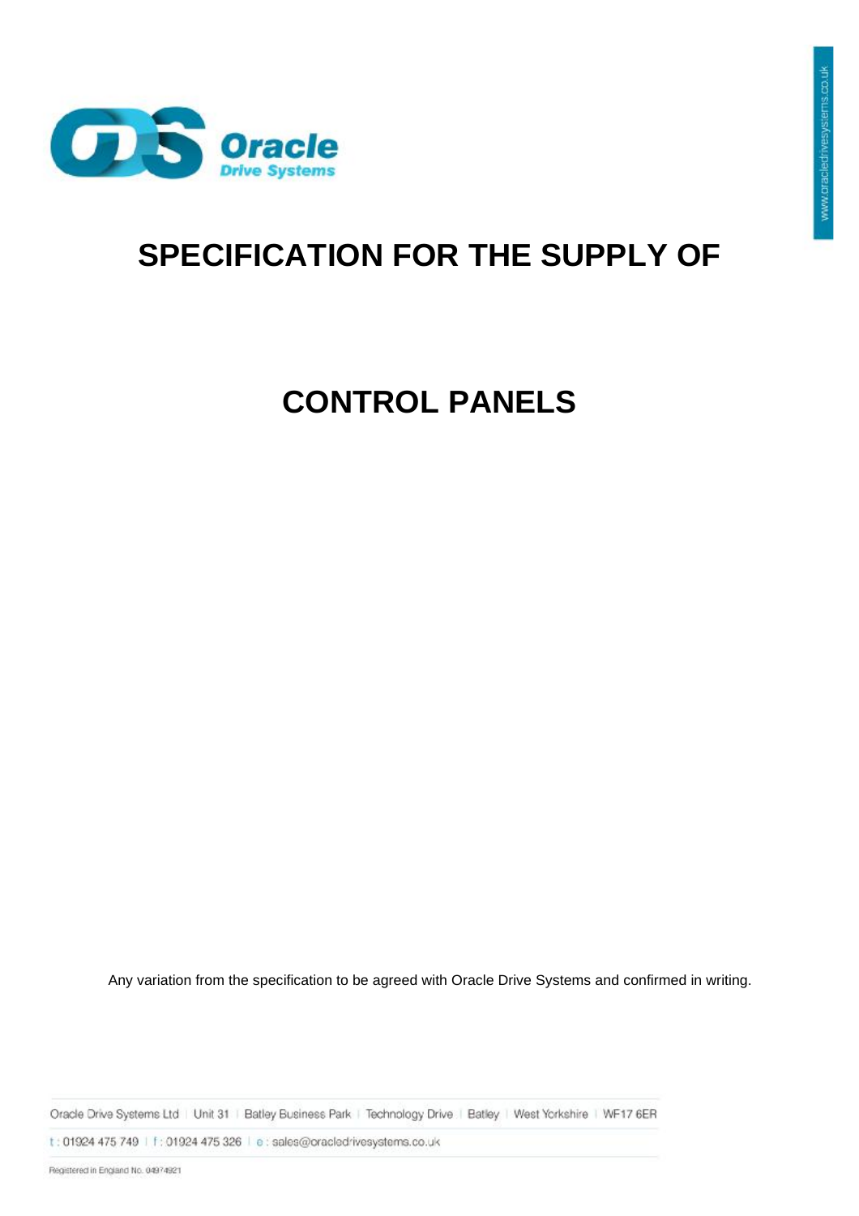# SPECIFICATION FOR THE SUPPLY OF

# CONTROL PANELS

Any variation from the specification to be agreed with Oracle Drive Systems and confirmed in writing.

Oracle Drive Systems Ltd | Unit 31 | Batley Business Park | Technology Drive | Batley | West Yorkshire | WF17 6ER

t : 01924 475 749 | f : 01924 475 326 | e : sales@oracledrivesystems.co.uk

Registered in England No. 04974921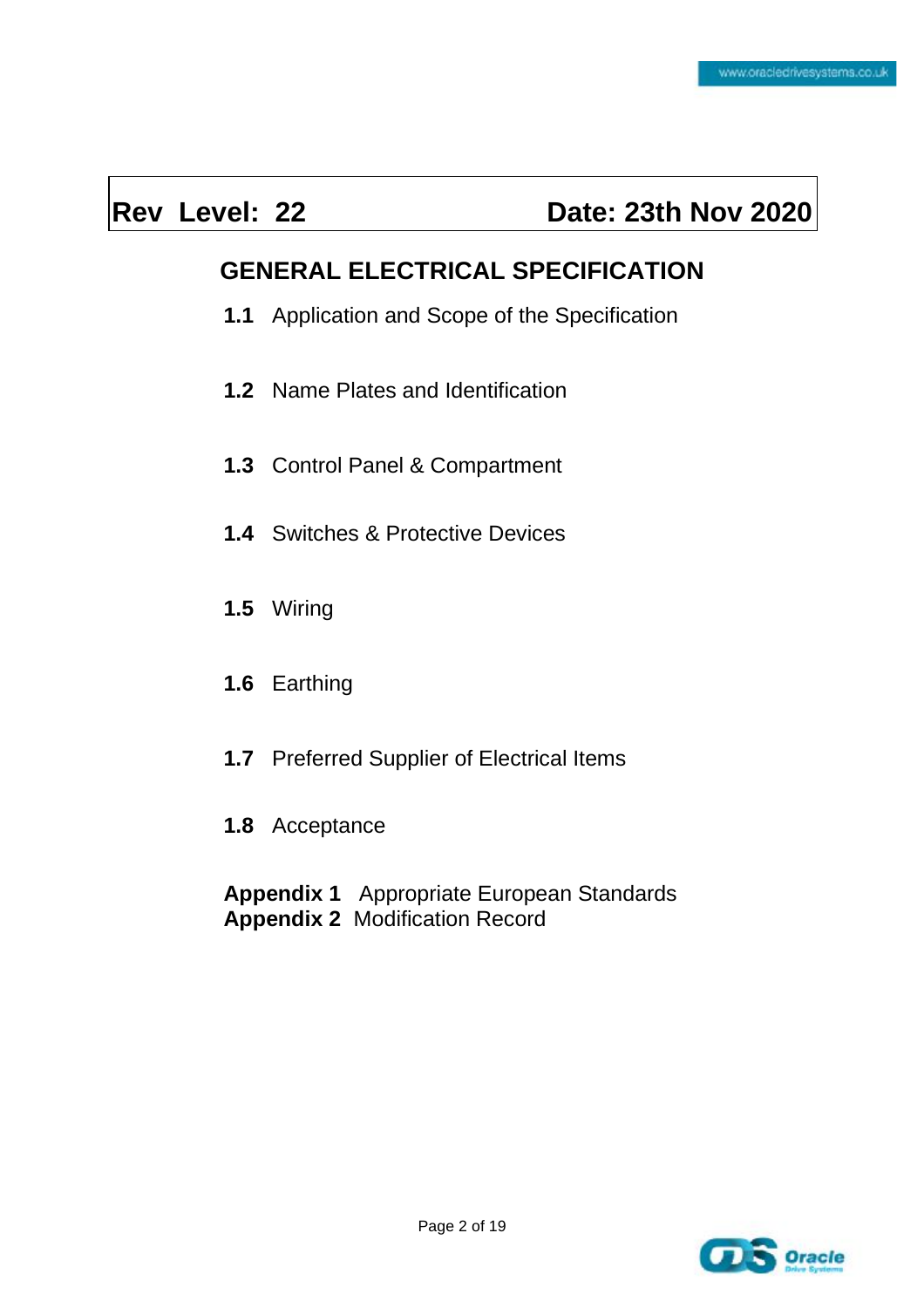| Rev Level: 22 | Date: 23th Nov 2020 |
|---|---|

## GENERAL ELECTRICAL SPECIFICATION

**1.1** Application and Scope of the Specification

**1.2** Name Plates and Identification

**1.3** Control Panel & Compartment

**1.4** Switches & Protective Devices

**1.5** Wiring

**1.6** Earthing

**1.7** Preferred Supplier of Electrical Items

**1.8** Acceptance

**Appendix 1** Appropriate European Standards
**Appendix 2** Modification Record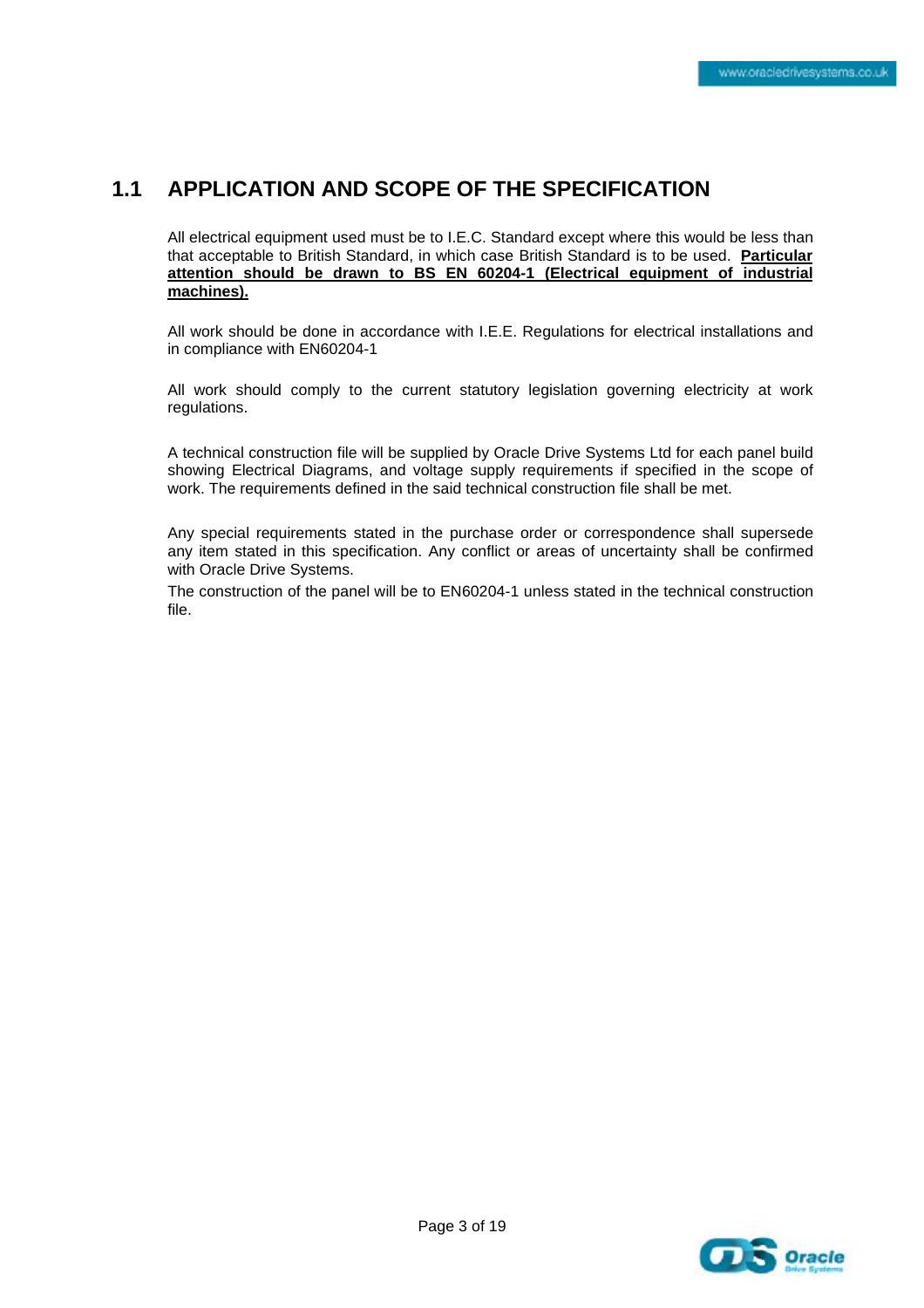## 1.1 APPLICATION AND SCOPE OF THE SPECIFICATION

All electrical equipment used must be to I.E.C. Standard except where this would be less than that acceptable to British Standard, in which case British Standard is to be used. **Particular attention should be drawn to BS EN 60204-1 (Electrical equipment of industrial machines).**

All work should be done in accordance with I.E.E. Regulations for electrical installations and in compliance with EN60204-1

All work should comply to the current statutory legislation governing electricity at work regulations.

A technical construction file will be supplied by Oracle Drive Systems Ltd for each panel build showing Electrical Diagrams, and voltage supply requirements if specified in the scope of work. The requirements defined in the said technical construction file shall be met.

Any special requirements stated in the purchase order or correspondence shall supersede any item stated in this specification. Any conflict or areas of uncertainty shall be confirmed with Oracle Drive Systems.

The construction of the panel will be to EN60204-1 unless stated in the technical construction file.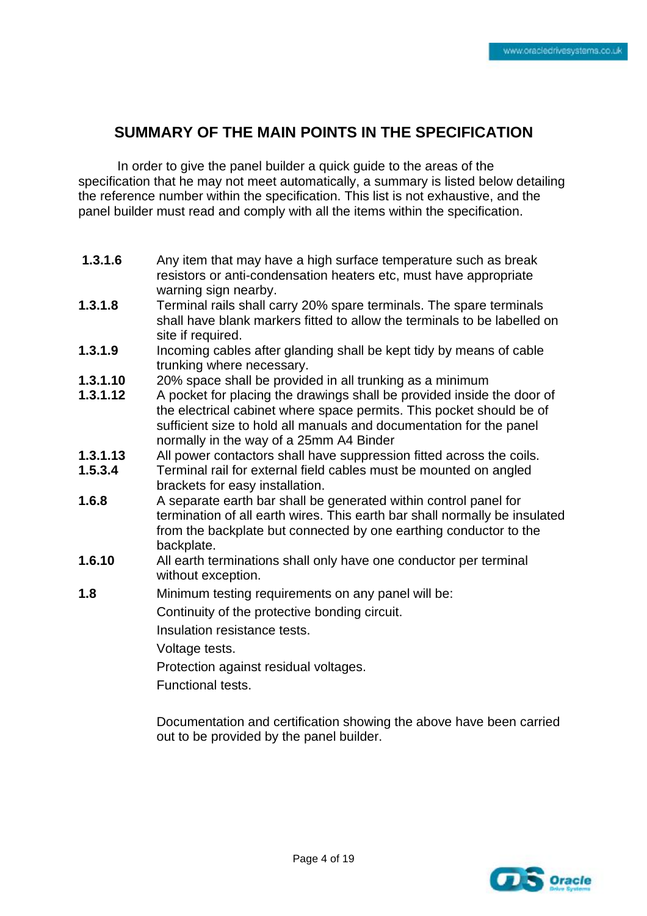## SUMMARY OF THE MAIN POINTS IN THE SPECIFICATION

In order to give the panel builder a quick guide to the areas of the specification that he may not meet automatically, a summary is listed below detailing the reference number within the specification. This list is not exhaustive, and the panel builder must read and comply with all the items within the specification.

| | |
|---|---|
| **1.3.1.6** | Any item that may have a high surface temperature such as break resistors or anti-condensation heaters etc, must have appropriate warning sign nearby. |
| **1.3.1.8** | Terminal rails shall carry 20% spare terminals. The spare terminals shall have blank markers fitted to allow the terminals to be labelled on site if required. |
| **1.3.1.9** | Incoming cables after glanding shall be kept tidy by means of cable trunking where necessary. |
| **1.3.1.10** | 20% space shall be provided in all trunking as a minimum |
| **1.3.1.12** | A pocket for placing the drawings shall be provided inside the door of the electrical cabinet where space permits. This pocket should be of sufficient size to hold all manuals and documentation for the panel normally in the way of a 25mm A4 Binder |
| **1.3.1.13** | All power contactors shall have suppression fitted across the coils. |
| **1.5.3.4** | Terminal rail for external field cables must be mounted on angled brackets for easy installation. |
| **1.6.8** | A separate earth bar shall be generated within control panel for termination of all earth wires. This earth bar shall normally be insulated from the backplate but connected by one earthing conductor to the backplate. |
| **1.6.10** | All earth terminations shall only have one conductor per terminal without exception. |
| **1.8** | Minimum testing requirements on any panel will be:<br>Continuity of the protective bonding circuit.<br>Insulation resistance tests.<br>Voltage tests.<br>Protection against residual voltages.<br>Functional tests.<br><br>Documentation and certification showing the above have been carried out to be provided by the panel builder. |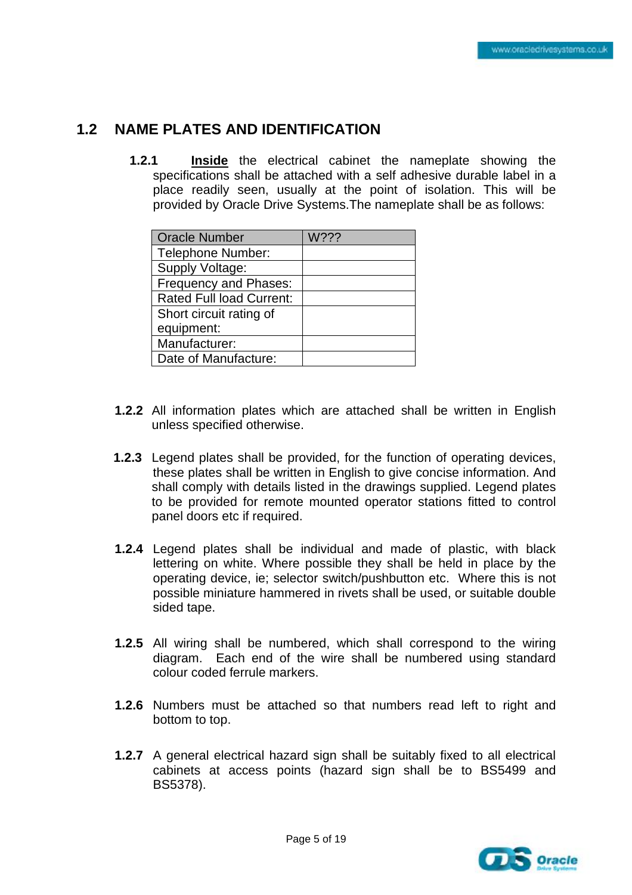## 1.2 NAME PLATES AND IDENTIFICATION

**1.2.1** **Inside** the electrical cabinet the nameplate showing the specifications shall be attached with a self adhesive durable label in a place readily seen, usually at the point of isolation. This will be provided by Oracle Drive Systems.The nameplate shall be as follows:

| Oracle Number | W??? |
|---|---|
| Telephone Number: | |
| Supply Voltage: | |
| Frequency and Phases: | |
| Rated Full load Current: | |
| Short circuit rating of equipment: | |
| Manufacturer: | |
| Date of Manufacture: | |

**1.2.2** All information plates which are attached shall be written in English unless specified otherwise.

**1.2.3** Legend plates shall be provided, for the function of operating devices, these plates shall be written in English to give concise information. And shall comply with details listed in the drawings supplied. Legend plates to be provided for remote mounted operator stations fitted to control panel doors etc if required.

**1.2.4** Legend plates shall be individual and made of plastic, with black lettering on white. Where possible they shall be held in place by the operating device, ie; selector switch/pushbutton etc. Where this is not possible miniature hammered in rivets shall be used, or suitable double sided tape.

**1.2.5** All wiring shall be numbered, which shall correspond to the wiring diagram. Each end of the wire shall be numbered using standard colour coded ferrule markers.

**1.2.6** Numbers must be attached so that numbers read left to right and bottom to top.

**1.2.7** A general electrical hazard sign shall be suitably fixed to all electrical cabinets at access points (hazard sign shall be to BS5499 and BS5378).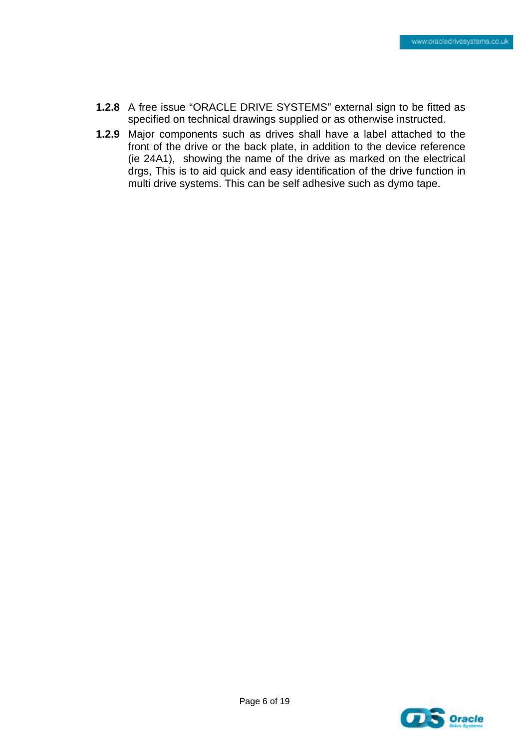**1.2.8** A free issue "ORACLE DRIVE SYSTEMS" external sign to be fitted as specified on technical drawings supplied or as otherwise instructed.

**1.2.9** Major components such as drives shall have a label attached to the front of the drive or the back plate, in addition to the device reference (ie 24A1), showing the name of the drive as marked on the electrical drgs, This is to aid quick and easy identification of the drive function in multi drive systems. This can be self adhesive such as dymo tape.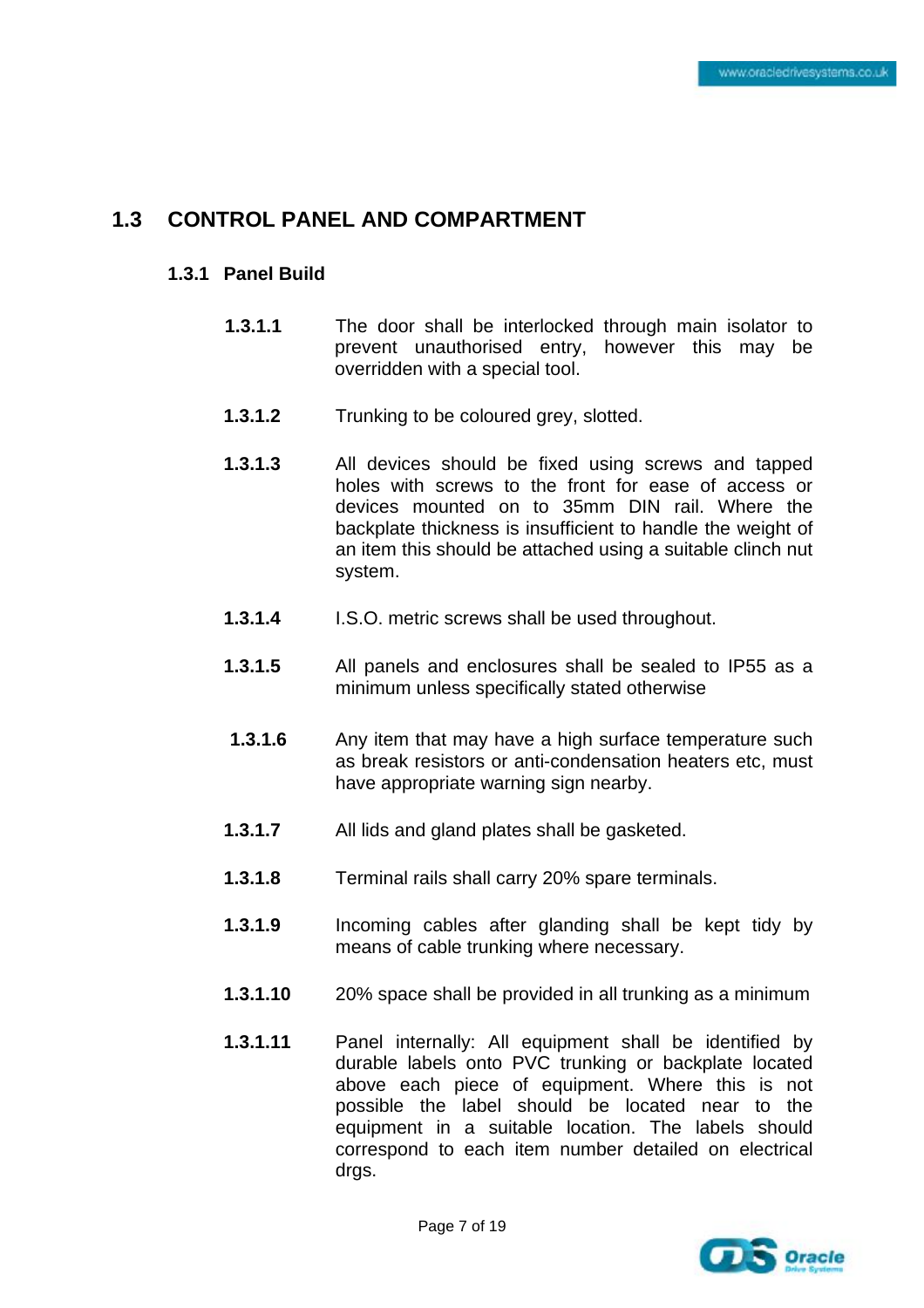## 1.3 CONTROL PANEL AND COMPARTMENT

### 1.3.1 Panel Build

**1.3.1.1** The door shall be interlocked through main isolator to prevent unauthorised entry, however this may be overridden with a special tool.

**1.3.1.2** Trunking to be coloured grey, slotted.

**1.3.1.3** All devices should be fixed using screws and tapped holes with screws to the front for ease of access or devices mounted on to 35mm DIN rail. Where the backplate thickness is insufficient to handle the weight of an item this should be attached using a suitable clinch nut system.

**1.3.1.4** I.S.O. metric screws shall be used throughout.

**1.3.1.5** All panels and enclosures shall be sealed to IP55 as a minimum unless specifically stated otherwise

**1.3.1.6** Any item that may have a high surface temperature such as break resistors or anti-condensation heaters etc, must have appropriate warning sign nearby.

**1.3.1.7** All lids and gland plates shall be gasketed.

**1.3.1.8** Terminal rails shall carry 20% spare terminals.

**1.3.1.9** Incoming cables after glanding shall be kept tidy by means of cable trunking where necessary.

**1.3.1.10** 20% space shall be provided in all trunking as a minimum

**1.3.1.11** Panel internally: All equipment shall be identified by durable labels onto PVC trunking or backplate located above each piece of equipment. Where this is not possible the label should be located near to the equipment in a suitable location. The labels should correspond to each item number detailed on electrical drgs.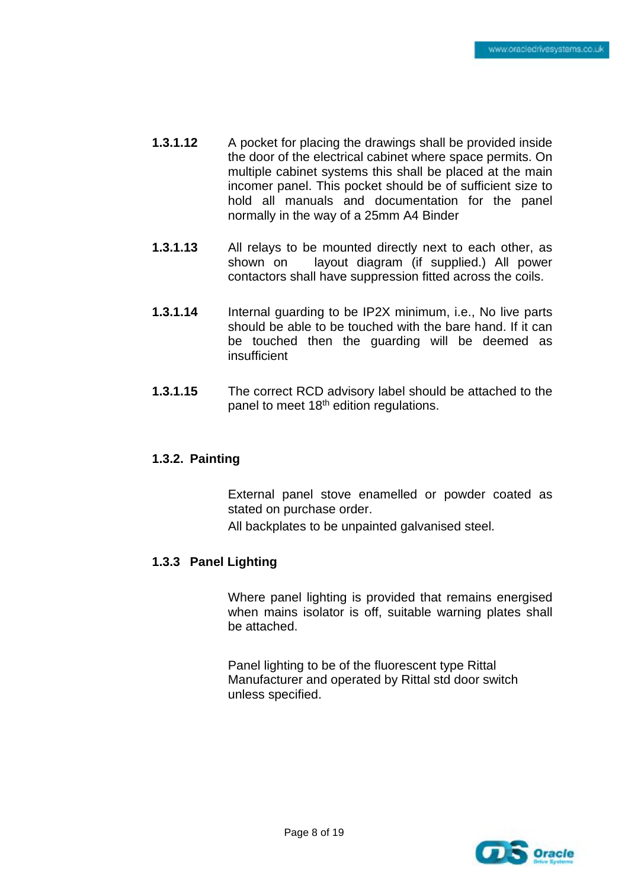**1.3.1.12** A pocket for placing the drawings shall be provided inside the door of the electrical cabinet where space permits. On multiple cabinet systems this shall be placed at the main incomer panel. This pocket should be of sufficient size to hold all manuals and documentation for the panel normally in the way of a 25mm A4 Binder

**1.3.1.13** All relays to be mounted directly next to each other, as shown on layout diagram (if supplied.) All power contactors shall have suppression fitted across the coils.

**1.3.1.14** Internal guarding to be IP2X minimum, i.e., No live parts should be able to be touched with the bare hand. If it can be touched then the guarding will be deemed as insufficient

**1.3.1.15** The correct RCD advisory label should be attached to the panel to meet 18th edition regulations.

### 1.3.2. Painting

External panel stove enamelled or powder coated as stated on purchase order.

All backplates to be unpainted galvanised steel.

### 1.3.3 Panel Lighting

Where panel lighting is provided that remains energised when mains isolator is off, suitable warning plates shall be attached.

Panel lighting to be of the fluorescent type Rittal Manufacturer and operated by Rittal std door switch unless specified.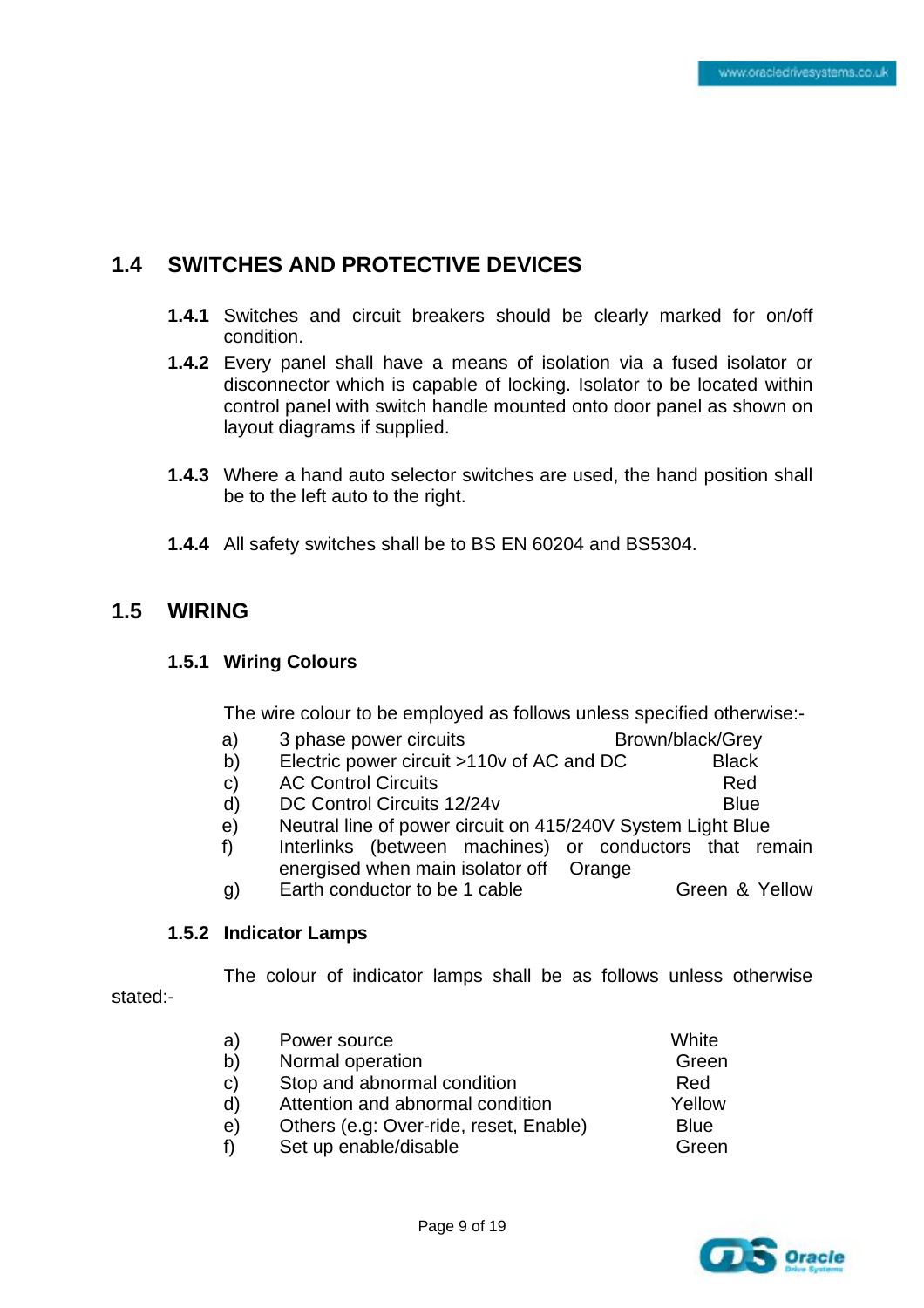## 1.4 SWITCHES AND PROTECTIVE DEVICES

**1.4.1** Switches and circuit breakers should be clearly marked for on/off condition.

**1.4.2** Every panel shall have a means of isolation via a fused isolator or disconnector which is capable of locking. Isolator to be located within control panel with switch handle mounted onto door panel as shown on layout diagrams if supplied.

**1.4.3** Where a hand auto selector switches are used, the hand position shall be to the left auto to the right.

**1.4.4** All safety switches shall be to BS EN 60204 and BS5304.

## 1.5 WIRING

### 1.5.1 Wiring Colours

The wire colour to be employed as follows unless specified otherwise:-

| | | |
|---|---|---|
| a) | 3 phase power circuits | Brown/black/Grey |
| b) | Electric power circuit >110v of AC and DC | Black |
| c) | AC Control Circuits | Red |
| d) | DC Control Circuits 12/24v | Blue |
| e) | Neutral line of power circuit on 415/240V System | Light Blue |
| f) | Interlinks (between machines) or conductors that remain energised when main isolator off | Orange |
| g) | Earth conductor to be 1 cable | Green & Yellow |

### 1.5.2 Indicator Lamps

The colour of indicator lamps shall be as follows unless otherwise stated:-

| | | |
|---|---|---|
| a) | Power source | White |
| b) | Normal operation | Green |
| c) | Stop and abnormal condition | Red |
| d) | Attention and abnormal condition | Yellow |
| e) | Others (e.g: Over-ride, reset, Enable) | Blue |
| f) | Set up enable/disable | Green |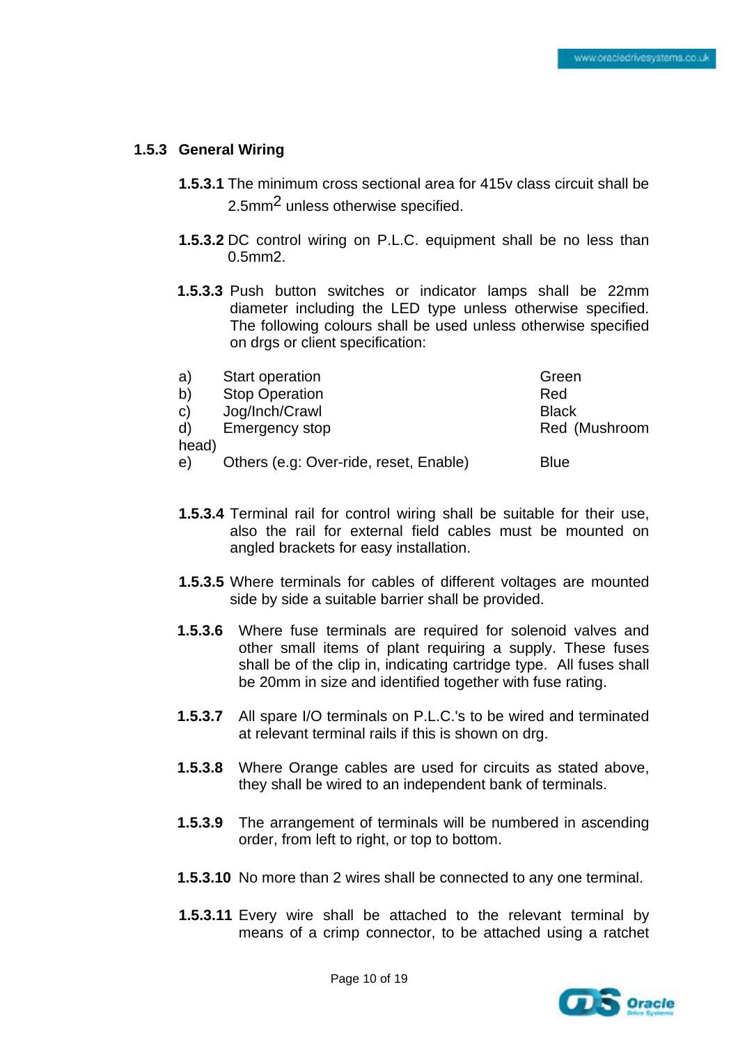### 1.5.3 General Wiring

**1.5.3.1** The minimum cross sectional area for 415v class circuit shall be 2.5mm$^2$ unless otherwise specified.

**1.5.3.2** DC control wiring on P.L.C. equipment shall be no less than 0.5mm2.

**1.5.3.3** Push button switches or indicator lamps shall be 22mm diameter including the LED type unless otherwise specified. The following colours shall be used unless otherwise specified on drgs or client specification:

| | | |
|---|---|---|
| a) | Start operation | Green |
| b) | Stop Operation | Red |
| c) | Jog/Inch/Crawl | Black |
| d) | Emergency stop | Red (Mushroom head) |
| e) | Others (e.g: Over-ride, reset, Enable) | Blue |

**1.5.3.4** Terminal rail for control wiring shall be suitable for their use, also the rail for external field cables must be mounted on angled brackets for easy installation.

**1.5.3.5** Where terminals for cables of different voltages are mounted side by side a suitable barrier shall be provided.

**1.5.3.6** Where fuse terminals are required for solenoid valves and other small items of plant requiring a supply. These fuses shall be of the clip in, indicating cartridge type. All fuses shall be 20mm in size and identified together with fuse rating.

**1.5.3.7** All spare I/O terminals on P.L.C.'s to be wired and terminated at relevant terminal rails if this is shown on drg.

**1.5.3.8** Where Orange cables are used for circuits as stated above, they shall be wired to an independent bank of terminals.

**1.5.3.9** The arrangement of terminals will be numbered in ascending order, from left to right, or top to bottom.

**1.5.3.10** No more than 2 wires shall be connected to any one terminal.

**1.5.3.11** Every wire shall be attached to the relevant terminal by means of a crimp connector, to be attached using a ratchet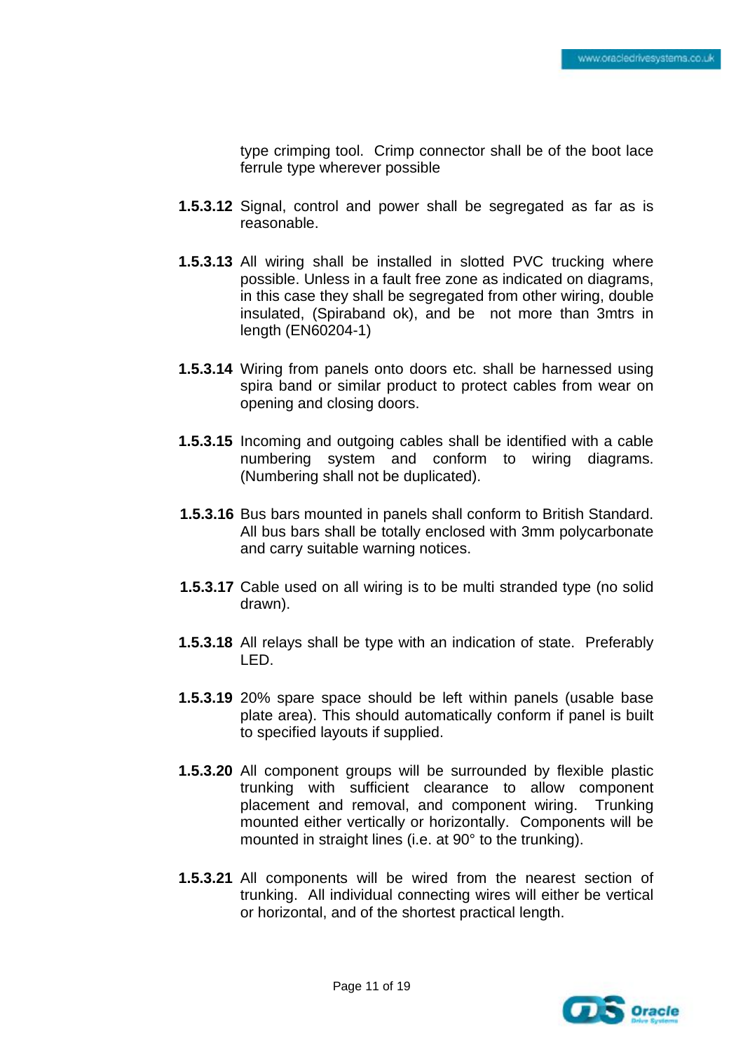type crimping tool. Crimp connector shall be of the boot lace ferrule type wherever possible

**1.5.3.12** Signal, control and power shall be segregated as far as is reasonable.

**1.5.3.13** All wiring shall be installed in slotted PVC trucking where possible. Unless in a fault free zone as indicated on diagrams, in this case they shall be segregated from other wiring, double insulated, (Spiraband ok), and be not more than 3mtrs in length (EN60204-1)

**1.5.3.14** Wiring from panels onto doors etc. shall be harnessed using spira band or similar product to protect cables from wear on opening and closing doors.

**1.5.3.15** Incoming and outgoing cables shall be identified with a cable numbering system and conform to wiring diagrams. (Numbering shall not be duplicated).

**1.5.3.16** Bus bars mounted in panels shall conform to British Standard. All bus bars shall be totally enclosed with 3mm polycarbonate and carry suitable warning notices.

**1.5.3.17** Cable used on all wiring is to be multi stranded type (no solid drawn).

**1.5.3.18** All relays shall be type with an indication of state. Preferably LED.

**1.5.3.19** 20% spare space should be left within panels (usable base plate area). This should automatically conform if panel is built to specified layouts if supplied.

**1.5.3.20** All component groups will be surrounded by flexible plastic trunking with sufficient clearance to allow component placement and removal, and component wiring. Trunking mounted either vertically or horizontally. Components will be mounted in straight lines (i.e. at 90° to the trunking).

**1.5.3.21** All components will be wired from the nearest section of trunking. All individual connecting wires will either be vertical or horizontal, and of the shortest practical length.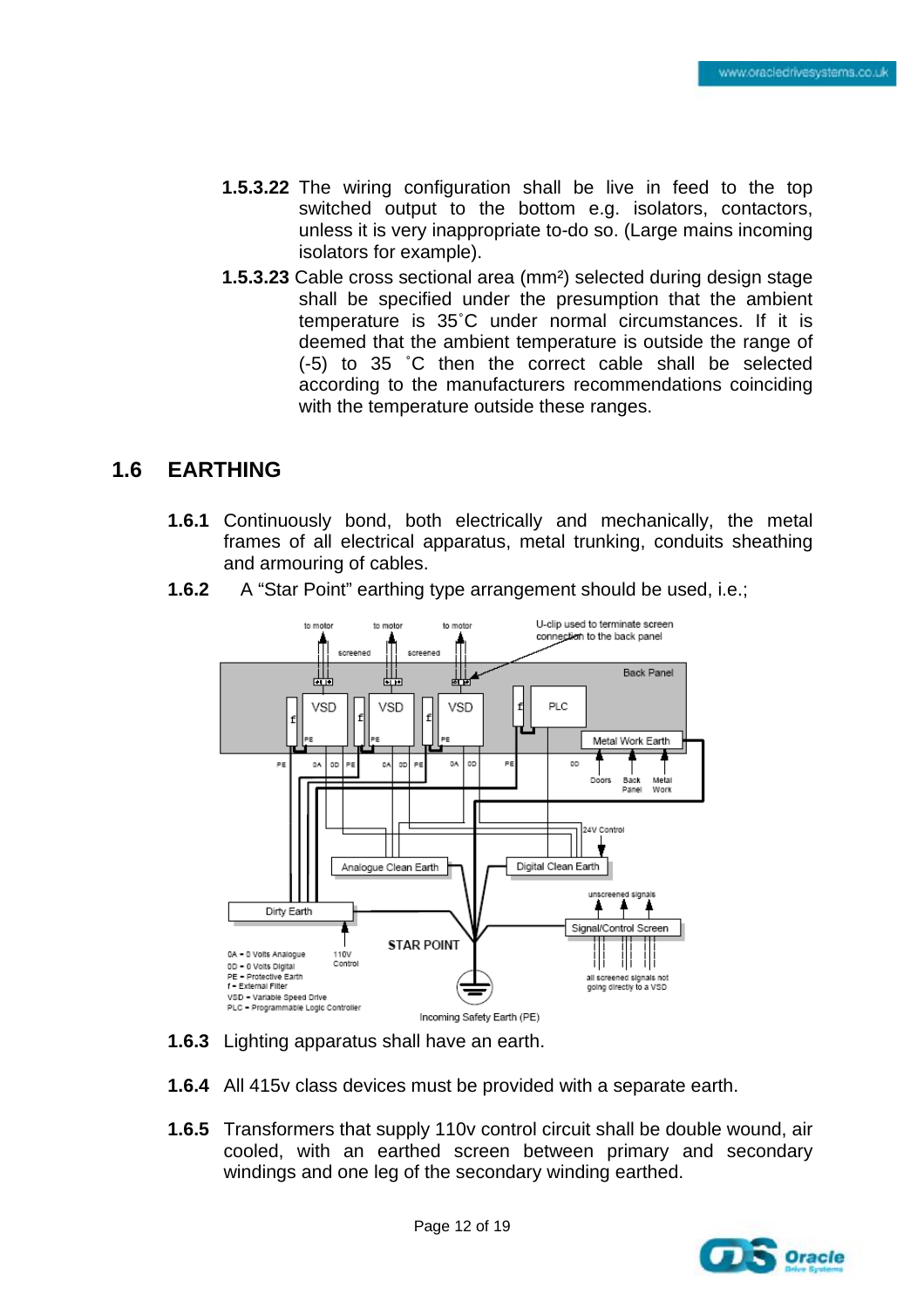**1.5.3.22** The wiring configuration shall be live in feed to the top switched output to the bottom e.g. isolators, contactors, unless it is very inappropriate to-do so. (Large mains incoming isolators for example).

**1.5.3.23** Cable cross sectional area (mm²) selected during design stage shall be specified under the presumption that the ambient temperature is 35˚C under normal circumstances. If it is deemed that the ambient temperature is outside the range of (-5) to 35 ˚C then the correct cable shall be selected according to the manufacturers recommendations coinciding with the temperature outside these ranges.

## 1.6 EARTHING

**1.6.1** Continuously bond, both electrically and mechanically, the metal frames of all electrical apparatus, metal trunking, conduits sheathing and armouring of cables.

**1.6.2** A "Star Point" earthing type arrangement should be used, i.e.;

to motor
to motor
to motor
screened
screened
U-clip used to terminate screen connection to the back panel
Back Panel
VSD
VSD
VSD
PLC
f
PE
Metal Work Earth
0A 0D PE
Doors Back Panel Metal Work
24V Control
Analogue Clean Earth
Digital Clean Earth
unscreened signals
Dirty Earth
Signal/Control Screen
STAR POINT
110V Control
all screened signals not going directly to a VSD
0A = 0 Volts Analogue
0D = 0 Volts Digital
PE = Protective Earth
f = External Filter
VSD = Variable Speed Drive
PLC = Programmable Logic Controller
Incoming Safety Earth (PE)

**1.6.3** Lighting apparatus shall have an earth.

**1.6.4** All 415v class devices must be provided with a separate earth.

**1.6.5** Transformers that supply 110v control circuit shall be double wound, air cooled, with an earthed screen between primary and secondary windings and one leg of the secondary winding earthed.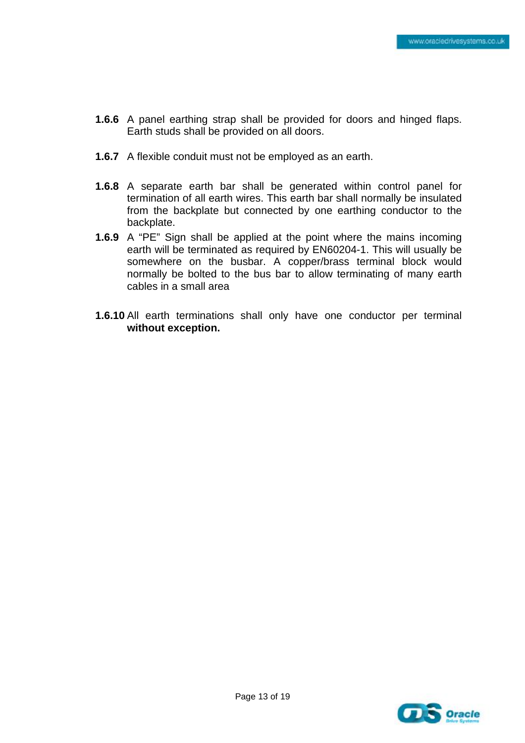**1.6.6** A panel earthing strap shall be provided for doors and hinged flaps. Earth studs shall be provided on all doors.

**1.6.7** A flexible conduit must not be employed as an earth.

**1.6.8** A separate earth bar shall be generated within control panel for termination of all earth wires. This earth bar shall normally be insulated from the backplate but connected by one earthing conductor to the backplate.

**1.6.9** A "PE" Sign shall be applied at the point where the mains incoming earth will be terminated as required by EN60204-1. This will usually be somewhere on the busbar. A copper/brass terminal block would normally be bolted to the bus bar to allow terminating of many earth cables in a small area

**1.6.10** All earth terminations shall only have one conductor per terminal **without exception.**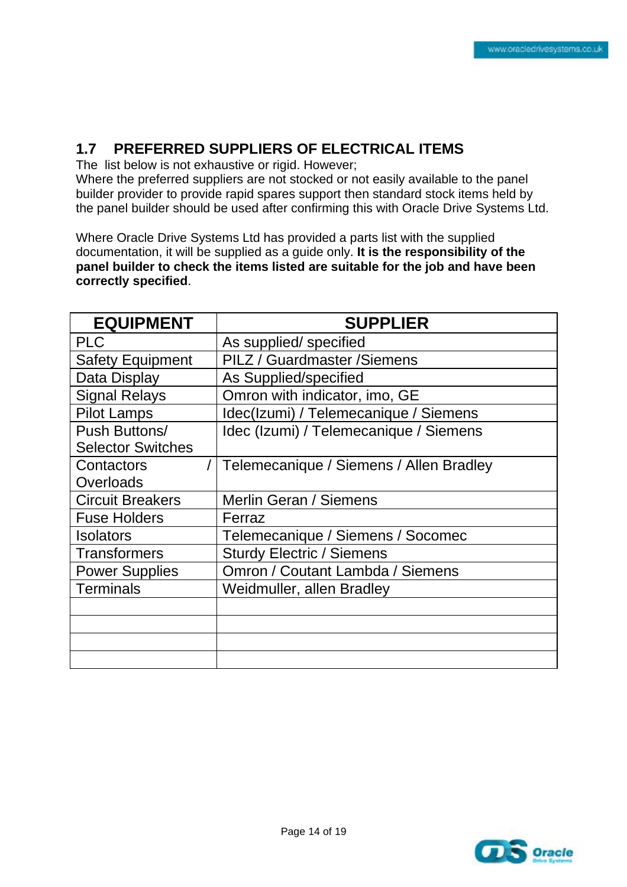## 1.7 PREFERRED SUPPLIERS OF ELECTRICAL ITEMS

The list below is not exhaustive or rigid. However;
Where the preferred suppliers are not stocked or not easily available to the panel builder provider to provide rapid spares support then standard stock items held by the panel builder should be used after confirming this with Oracle Drive Systems Ltd.

Where Oracle Drive Systems Ltd has provided a parts list with the supplied documentation, it will be supplied as a guide only. **It is the responsibility of the panel builder to check the items listed are suitable for the job and have been correctly specified**.

| EQUIPMENT | SUPPLIER |
|---|---|
| PLC | As supplied/ specified |
| Safety Equipment | PILZ / Guardmaster /Siemens |
| Data Display | As Supplied/specified |
| Signal Relays | Omron with indicator, imo, GE |
| Pilot Lamps | Idec(Izumi) / Telemecanique / Siemens |
| Push Buttons/ Selector Switches | Idec (Izumi) / Telemecanique / Siemens |
| Contactors / Overloads | Telemecanique / Siemens / Allen Bradley |
| Circuit Breakers | Merlin Geran / Siemens |
| Fuse Holders | Ferraz |
| Isolators | Telemecanique / Siemens / Socomec |
| Transformers | Sturdy Electric / Siemens |
| Power Supplies | Omron / Coutant Lambda / Siemens |
| Terminals | Weidmuller, allen Bradley |
| | |
| | |
| | |
| | |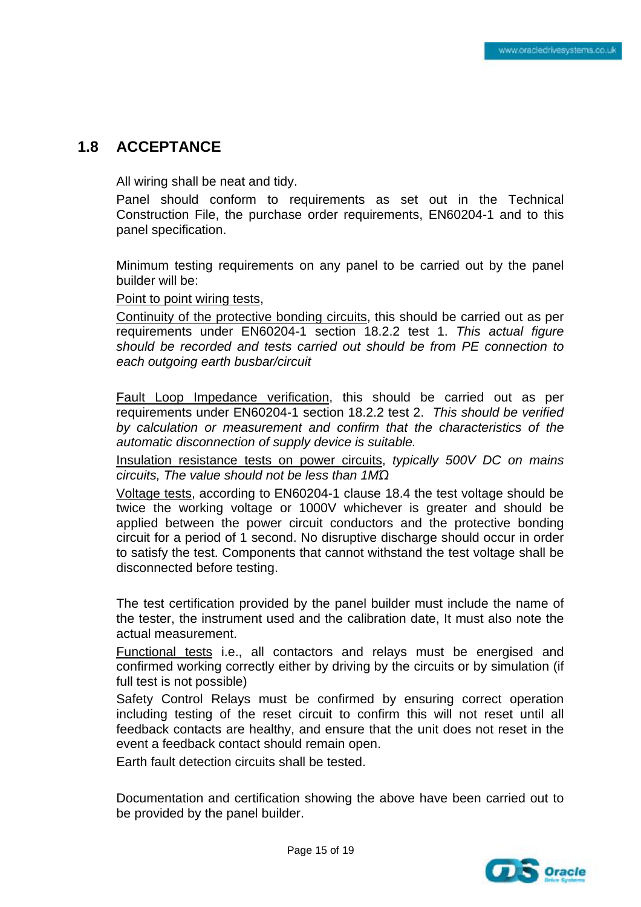## 1.8 ACCEPTANCE

All wiring shall be neat and tidy.

Panel should conform to requirements as set out in the Technical Construction File, the purchase order requirements, EN60204-1 and to this panel specification.

Minimum testing requirements on any panel to be carried out by the panel builder will be:

<u>Point to point wiring tests</u>,

<u>Continuity of the protective bonding circuits</u>, this should be carried out as per requirements under EN60204-1 section 18.2.2 test 1. *This actual figure should be recorded and tests carried out should be from PE connection to each outgoing earth busbar/circuit*

<u>Fault Loop Impedance verification</u>, this should be carried out as per requirements under EN60204-1 section 18.2.2 test 2. *This should be verified by calculation or measurement and confirm that the characteristics of the automatic disconnection of supply device is suitable.*

<u>Insulation resistance tests on power circuits</u>, *typically 500V DC on mains circuits, The value should not be less than 1MΩ*

<u>Voltage tests</u>, according to EN60204-1 clause 18.4 the test voltage should be twice the working voltage or 1000V whichever is greater and should be applied between the power circuit conductors and the protective bonding circuit for a period of 1 second. No disruptive discharge should occur in order to satisfy the test. Components that cannot withstand the test voltage shall be disconnected before testing.

The test certification provided by the panel builder must include the name of the tester, the instrument used and the calibration date, It must also note the actual measurement.

<u>Functional tests</u> i.e., all contactors and relays must be energised and confirmed working correctly either by driving by the circuits or by simulation (if full test is not possible)

Safety Control Relays must be confirmed by ensuring correct operation including testing of the reset circuit to confirm this will not reset until all feedback contacts are healthy, and ensure that the unit does not reset in the event a feedback contact should remain open.

Earth fault detection circuits shall be tested.

Documentation and certification showing the above have been carried out to be provided by the panel builder.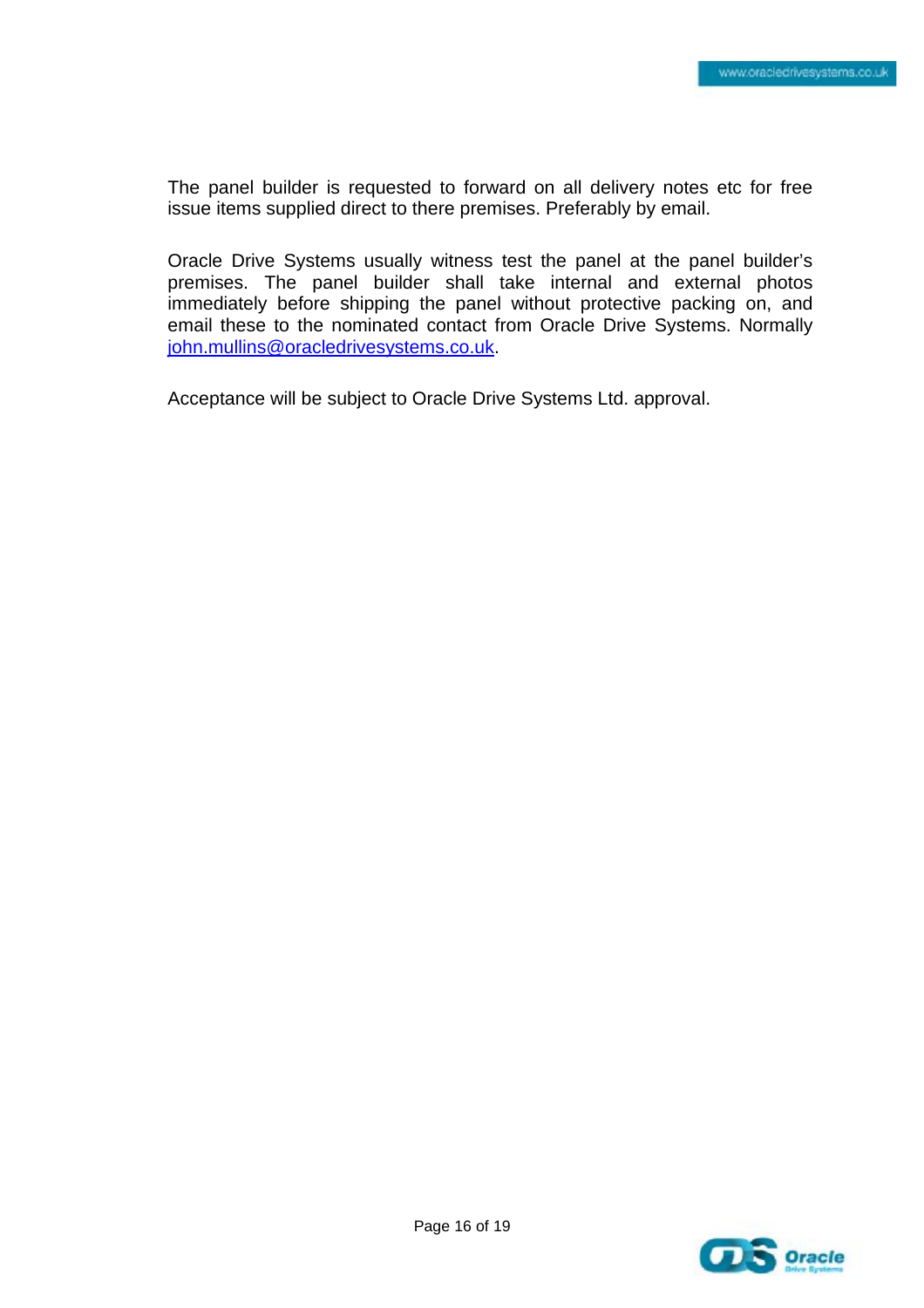The panel builder is requested to forward on all delivery notes etc for free issue items supplied direct to there premises. Preferably by email.

Oracle Drive Systems usually witness test the panel at the panel builder's premises. The panel builder shall take internal and external photos immediately before shipping the panel without protective packing on, and email these to the nominated contact from Oracle Drive Systems. Normally john.mullins@oracledrivesystems.co.uk.

Acceptance will be subject to Oracle Drive Systems Ltd. approval.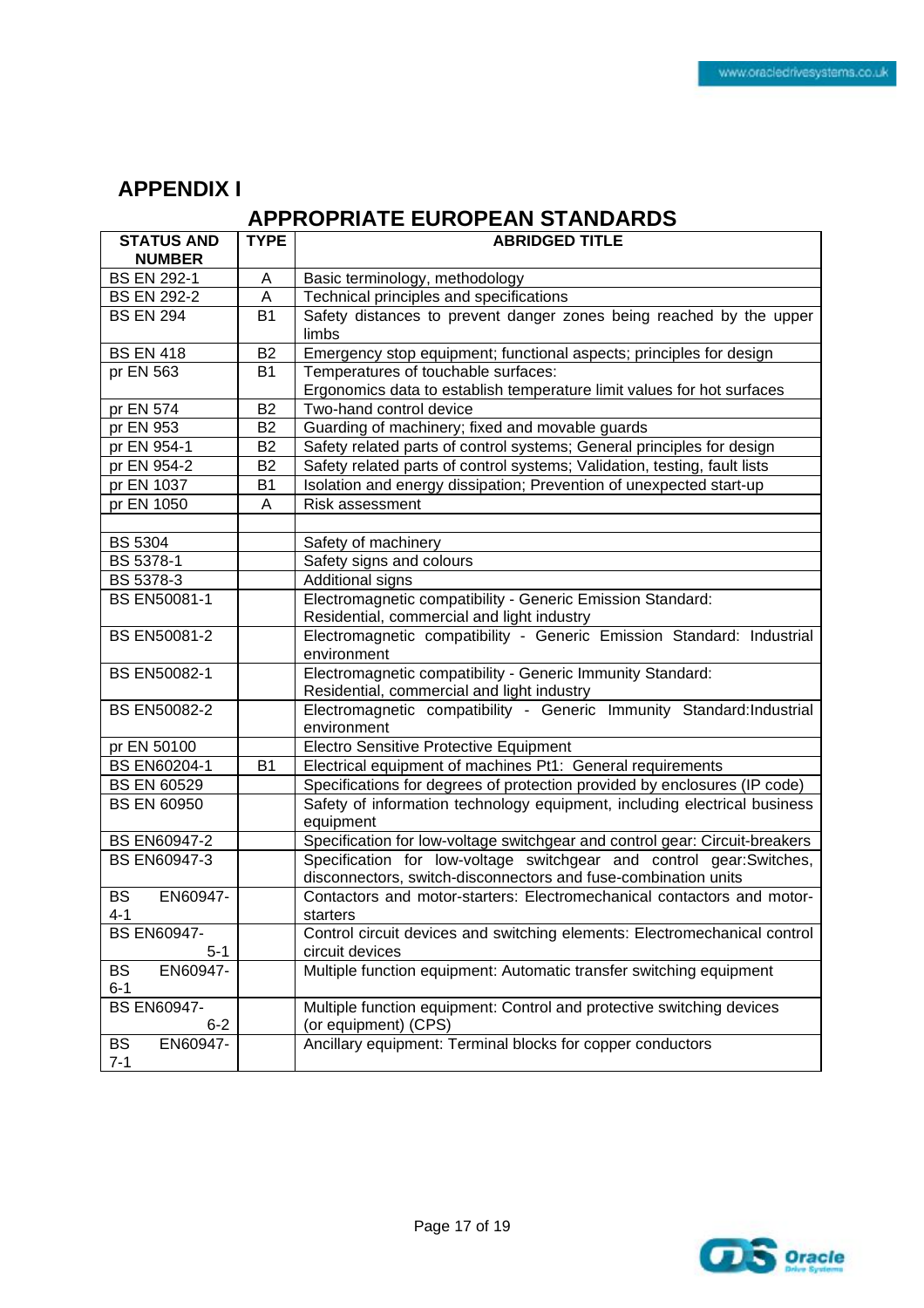# APPENDIX I

## APPROPRIATE EUROPEAN STANDARDS

| STATUS AND NUMBER | TYPE | ABRIDGED TITLE |
|---|---|---|
| BS EN 292-1 | A | Basic terminology, methodology |
| BS EN 292-2 | A | Technical principles and specifications |
| BS EN 294 | B1 | Safety distances to prevent danger zones being reached by the upper limbs |
| BS EN 418 | B2 | Emergency stop equipment; functional aspects; principles for design |
| pr EN 563 | B1 | Temperatures of touchable surfaces: Ergonomics data to establish temperature limit values for hot surfaces |
| pr EN 574 | B2 | Two-hand control device |
| pr EN 953 | B2 | Guarding of machinery; fixed and movable guards |
| pr EN 954-1 | B2 | Safety related parts of control systems; General principles for design |
| pr EN 954-2 | B2 | Safety related parts of control systems; Validation, testing, fault lists |
| pr EN 1037 | B1 | Isolation and energy dissipation; Prevention of unexpected start-up |
| pr EN 1050 | A | Risk assessment |
| | | |
| BS 5304 | | Safety of machinery |
| BS 5378-1 | | Safety signs and colours |
| BS 5378-3 | | Additional signs |
| BS EN50081-1 | | Electromagnetic compatibility - Generic Emission Standard: Residential, commercial and light industry |
| BS EN50081-2 | | Electromagnetic compatibility - Generic Emission Standard: Industrial environment |
| BS EN50082-1 | | Electromagnetic compatibility - Generic Immunity Standard: Residential, commercial and light industry |
| BS EN50082-2 | | Electromagnetic compatibility - Generic Immunity Standard:Industrial environment |
| pr EN 50100 | | Electro Sensitive Protective Equipment |
| BS EN60204-1 | B1 | Electrical equipment of machines Pt1: General requirements |
| BS EN 60529 | | Specifications for degrees of protection provided by enclosures (IP code) |
| BS EN 60950 | | Safety of information technology equipment, including electrical business equipment |
| BS EN60947-2 | | Specification for low-voltage switchgear and control gear: Circuit-breakers |
| BS EN60947-3 | | Specification for low-voltage switchgear and control gear:Switches, disconnectors, switch-disconnectors and fuse-combination units |
| BS EN60947-4-1 | | Contactors and motor-starters: Electromechanical contactors and motor-starters |
| BS EN60947-5-1 | | Control circuit devices and switching elements: Electromechanical control circuit devices |
| BS EN60947-6-1 | | Multiple function equipment: Automatic transfer switching equipment |
| BS EN60947-6-2 | | Multiple function equipment: Control and protective switching devices (or equipment) (CPS) |
| BS EN60947-7-1 | | Ancillary equipment: Terminal blocks for copper conductors |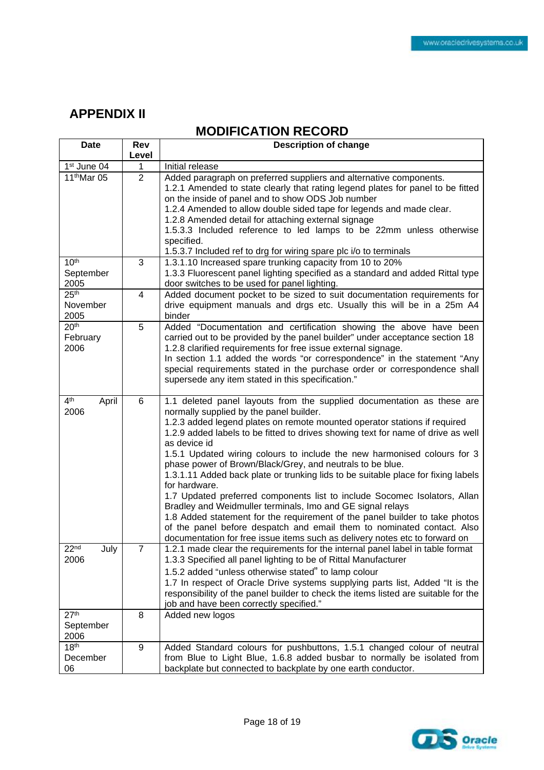## APPENDIX II

### MODIFICATION RECORD

| Date | Rev Level | Description of change |
|---|---|---|
| 1st June 04 | 1 | Initial release |
| 11thMar 05 | 2 | Added paragraph on preferred suppliers and alternative components.<br>1.2.1 Amended to state clearly that rating legend plates for panel to be fitted on the inside of panel and to show ODS Job number<br>1.2.4 Amended to allow double sided tape for legends and made clear.<br>1.2.8 Amended detail for attaching external signage<br>1.5.3.3 Included reference to led lamps to be 22mm unless otherwise specified.<br>1.5.3.7 Included ref to drg for wiring spare plc i/o to terminals |
| 10th September 2005 | 3 | 1.3.1.10 Increased spare trunking capacity from 10 to 20%<br>1.3.3 Fluorescent panel lighting specified as a standard and added Rittal type door switches to be used for panel lighting. |
| 25th November 2005 | 4 | Added document pocket to be sized to suit documentation requirements for drive equipment manuals and drgs etc. Usually this will be in a 25m A4 binder |
| 20th February 2006 | 5 | Added "Documentation and certification showing the above have been carried out to be provided by the panel builder" under acceptance section 18<br>1.2.8 clarified requirements for free issue external signage.<br>In section 1.1 added the words "or correspondence" in the statement "Any special requirements stated in the purchase order or correspondence shall supersede any item stated in this specification." |
| 4th April 2006 | 6 | 1.1 deleted panel layouts from the supplied documentation as these are normally supplied by the panel builder.<br>1.2.3 added legend plates on remote mounted operator stations if required<br>1.2.9 added labels to be fitted to drives showing text for name of drive as well as device id<br>1.5.1 Updated wiring colours to include the new harmonised colours for 3 phase power of Brown/Black/Grey, and neutrals to be blue.<br>1.3.1.11 Added back plate or trunking lids to be suitable place for fixing labels for hardware.<br>1.7 Updated preferred components list to include Socomec Isolators, Allan Bradley and Weidmuller terminals, Imo and GE signal relays<br>1.8 Added statement for the requirement of the panel builder to take photos of the panel before despatch and email them to nominated contact. Also documentation for free issue items such as delivery notes etc to forward on |
| 22nd July 2006 | 7 | 1.2.1 made clear the requirements for the internal panel label in table format<br>1.3.3 Specified all panel lighting to be of Rittal Manufacturer<br>1.5.2 added "unless otherwise stated" to lamp colour<br>1.7 In respect of Oracle Drive systems supplying parts list, Added "It is the responsibility of the panel builder to check the items listed are suitable for the job and have been correctly specified." |
| 27th September 2006 | 8 | Added new logos |
| 18th December 06 | 9 | Added Standard colours for pushbuttons, 1.5.1 changed colour of neutral from Blue to Light Blue, 1.6.8 added busbar to normally be isolated from backplate but connected to backplate by one earth conductor. |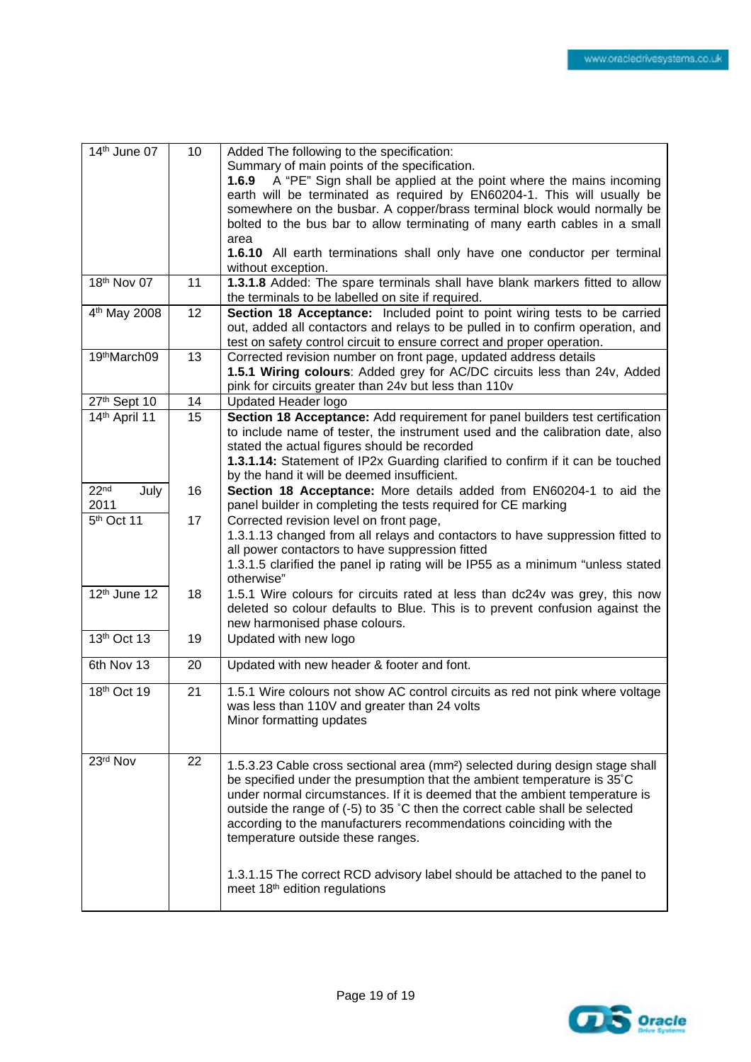| | | |
|---|---|---|
| 14th June 07 | 10 | Added The following to the specification:<br>Summary of main points of the specification.<br>**1.6.9** A "PE" Sign shall be applied at the point where the mains incoming earth will be terminated as required by EN60204-1. This will usually be somewhere on the busbar. A copper/brass terminal block would normally be bolted to the bus bar to allow terminating of many earth cables in a small area<br>**1.6.10** All earth terminations shall only have one conductor per terminal without exception. |
| 18th Nov 07 | 11 | **1.3.1.8** Added: The spare terminals shall have blank markers fitted to allow the terminals to be labelled on site if required. |
| 4th May 2008 | 12 | **Section 18 Acceptance:** Included point to point wiring tests to be carried out, added all contactors and relays to be pulled in to confirm operation, and test on safety control circuit to ensure correct and proper operation. |
| 19thMarch09 | 13 | Corrected revision number on front page, updated address details<br>**1.5.1 Wiring colours**: Added grey for AC/DC circuits less than 24v, Added pink for circuits greater than 24v but less than 110v |
| 27th Sept 10 | 14 | Updated Header logo |
| 14th April 11 | 15 | **Section 18 Acceptance:** Add requirement for panel builders test certification to include name of tester, the instrument used and the calibration date, also stated the actual figures should be recorded<br>**1.3.1.14:** Statement of IP2x Guarding clarified to confirm if it can be touched by the hand it will be deemed insufficient. |
| 22nd July 2011 | 16 | **Section 18 Acceptance:** More details added from EN60204-1 to aid the panel builder in completing the tests required for CE marking |
| 5th Oct 11 | 17 | Corrected revision level on front page,<br>1.3.1.13 changed from all relays and contactors to have suppression fitted to all power contactors to have suppression fitted<br>1.3.1.5 clarified the panel ip rating will be IP55 as a minimum "unless stated otherwise" |
| 12th June 12 | 18 | 1.5.1 Wire colours for circuits rated at less than dc24v was grey, this now deleted so colour defaults to Blue. This is to prevent confusion against the new harmonised phase colours. |
| 13th Oct 13 | 19 | Updated with new logo |
| 6th Nov 13 | 20 | Updated with new header & footer and font. |
| 18th Oct 19 | 21 | 1.5.1 Wire colours not show AC control circuits as red not pink where voltage was less than 110V and greater than 24 volts<br>Minor formatting updates |
| 23rd Nov | 22 | 1.5.3.23 Cable cross sectional area (mm²) selected during design stage shall be specified under the presumption that the ambient temperature is 35˚C under normal circumstances. If it is deemed that the ambient temperature is outside the range of (-5) to 35 ˚C then the correct cable shall be selected according to the manufacturers recommendations coinciding with the temperature outside these ranges.<br><br>1.3.1.15 The correct RCD advisory label should be attached to the panel to meet 18th edition regulations |